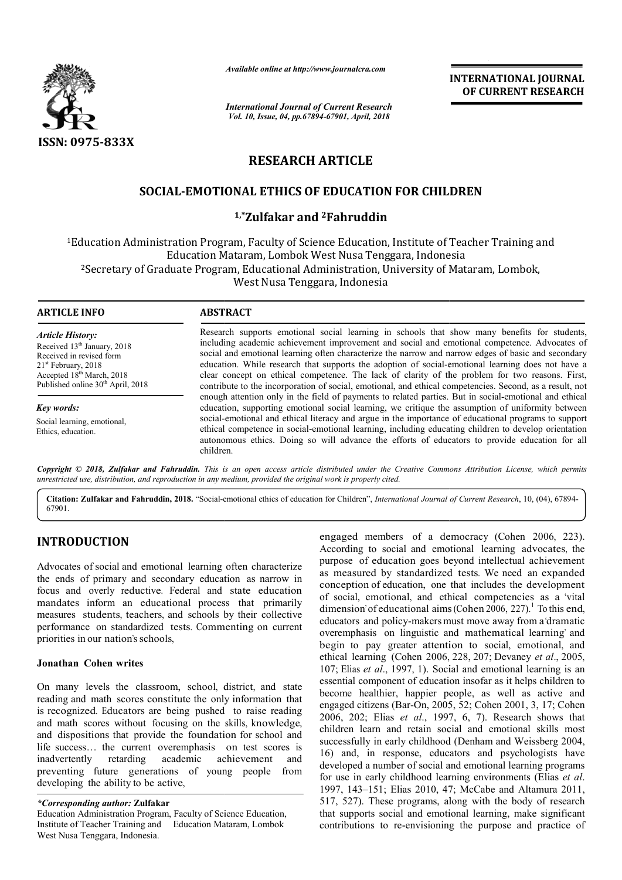Available online at http://www.journalcra.com

International Journal of Current Research
Vol. 10, Issue, 04, pp.67894-67901, April, 2018

INTERNATIONAL JOURNAL OF CURRENT RESEARCH

ISSN: 0975-833X

# RESEARCH ARTICLE

# SOCIAL-EMOTIONAL ETHICS OF EDUCATION FOR CHILDREN

**[1,*]Zulfakar and [2]Fahruddin**

[1]Education Administration Program, Faculty of Science Education, Institute of Teacher Training and Education Mataram, Lombok West Nusa Tenggara, Indonesia

[2]Secretary of Graduate Program, Educational Administration, University of Mataram, Lombok, West Nusa Tenggara, Indonesia

**ARTICLE INFO**

*Article History:*

Received 13th January, 2018
Received in revised form 21st February, 2018
Accepted 18th March, 2018
Published online 30th April, 2018

*Key words:*

Social learning, emotional, Ethics, education.

**ABSTRACT**

Research supports emotional social learning in schools that show many benefits for students, including academic achievement improvement and social and emotional competence. Advocates of social and emotional learning often characterize the narrow and narrow edges of basic and secondary education. While research that supports the adoption of social-emotional learning does not have a clear concept on ethical competence. The lack of clarity of the problem for two reasons. First, contribute to the incorporation of social, emotional, and ethical competencies. Second, as a result, not enough attention only in the field of payments to related parties. But in social-emotional and ethical education, supporting emotional social learning, we critique the assumption of uniformity between social-emotional and ethical literacy and argue in the importance of educational programs to support ethical competence in social-emotional learning, including educating children to develop orientation autonomous ethics. Doing so will advance the efforts of educators to provide education for all children.

***Copyright © 2018, Zulfakar and Fahruddin.** This is an open access article distributed under the Creative Commons Attribution License, which permits unrestricted use, distribution, and reproduction in any medium, provided the original work is properly cited.*

**Citation: Zulfakar and Fahruddin, 2018.** "Social-emotional ethics of education for Children", *International Journal of Current Research*, 10, (04), 67894-67901.

## INTRODUCTION

Advocates of social and emotional learning often characterize the ends of primary and secondary education as narrow in focus and overly reductive. Federal and state education mandates inform an educational process that primarily measures students, teachers, and schools by their collective performance on standardized tests. Commenting on current priorities in our nation's schools,

### Jonathan Cohen writes

On many levels the classroom, school, district, and state reading and math scores constitute the only information that is recognized. Educators are being pushed to raise reading and math scores without focusing on the skills, knowledge, and dispositions that provide the foundation for school and life success… the current overemphasis on test scores is inadvertently retarding academic achievement and preventing future generations of young people from developing the ability to be active, engaged members of a democracy (Cohen 2006, 223).

According to social and emotional learning advocates, the purpose of education goes beyond intellectual achievement as measured by standardized tests. We need an expanded conception of education, one that includes the development of social, emotional, and ethical competencies as a 'vital dimension' of educational aims (Cohen 2006, 227).[1] To this end, educators and policy-makers must move away from a 'dramatic overemphasis on linguistic and mathematical learning' and begin to pay greater attention to social, emotional, and ethical learning (Cohen 2006, 228, 207; Devaney *et al*., 2005, 107; Elias *et al*., 1997, 1). Social and emotional learning is an essential component of education insofar as it helps children to become healthier, happier people, as well as active and engaged citizens (Bar-On, 2005, 52; Cohen 2001, 3, 17; Cohen 2006, 202; Elias *et al*., 1997, 6, 7). Research shows that children learn and retain social and emotional skills most successfully in early childhood (Denham and Weissberg 2004, 16) and, in response, educators and psychologists have developed a number of social and emotional learning programs for use in early childhood learning environments (Elias *et al*. 1997, 143–151; Elias 2010, 47; McCabe and Altamura 2011, 517, 527). These programs, along with the body of research that supports social and emotional learning, make significant contributions to re-envisioning the purpose and practice of

*\*Corresponding author:* **Zulfakar**
Education Administration Program, Faculty of Science Education, Institute of Teacher Training and Education Mataram, Lombok West Nusa Tenggara, Indonesia.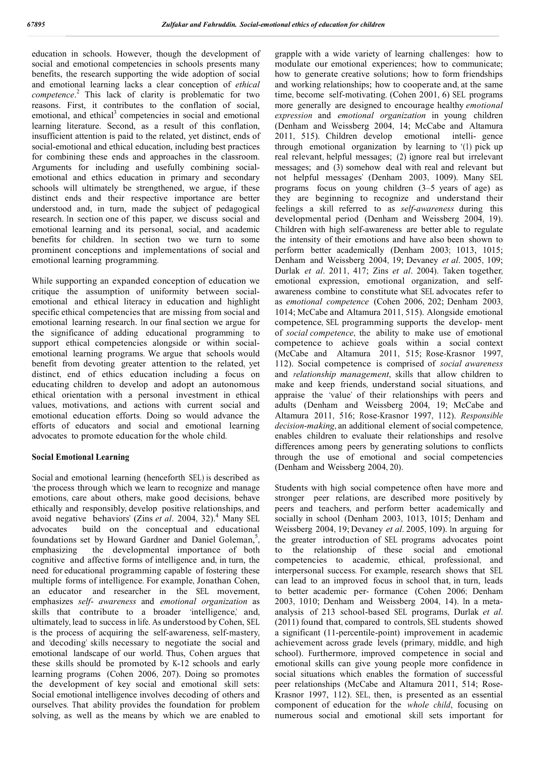education in schools. However, though the development of social and emotional competencies in schools presents many benefits, the research supporting the wide adoption of social and emotional learning lacks a clear conception of *ethical competence*.[2] This lack of clarity is problematic for two reasons. First, it contributes to the conflation of social, emotional, and ethical[3] competencies in social and emotional learning literature. Second, as a result of this conflation, insufficient attention is paid to the related, yet distinct, ends of social-emotional and ethical education, including best practices for combining these ends and approaches in the classroom. Arguments for including and usefully combining social-emotional and ethics education in primary and secondary schools will ultimately be strengthened, we argue, if these distinct ends and their respective importance are better understood and, in turn, made the subject of pedagogical research. In section one of this paper, we discuss social and emotional learning and its personal, social, and academic benefits for children. In section two we turn to some prominent conceptions and implementations of social and emotional learning programming.

While supporting an expanded conception of education we critique the assumption of uniformity between social-emotional and ethical literacy in education and highlight specific ethical competencies that are missing from social and emotional learning research. In our final section we argue for the significance of adding educational programming to support ethical competencies alongside or within social-emotional learning programs. We argue that schools would benefit from devoting greater attention to the related, yet distinct, end of ethics education including a focus on educating children to develop and adopt an autonomous ethical orientation with a personal investment in ethical values, motivations, and actions with current social and emotional education efforts. Doing so would advance the efforts of educators and social and emotional learning advocates to promote education for the whole child.

## Social Emotional Learning

Social and emotional learning (henceforth SEL) is described as 'the process through which we learn to recognize and manage emotions, care about others, make good decisions, behave ethically and responsibly, develop positive relationships, and avoid negative behaviors' (Zins *et al*. 2004, 32).[4] Many SEL advocates build on the conceptual and educational foundations set by Howard Gardner and Daniel Goleman,[5], emphasizing the developmental importance of both cognitive and affective forms of intelligence and, in turn, the need for educational programming capable of fostering these multiple forms of intelligence. For example, Jonathan Cohen, an educator and researcher in the SEL movement, emphasizes *self- awareness* and *emotional organization* as skills that contribute to a broader 'intelligence,' and, ultimately, lead to success in life. As understood by Cohen, SEL is the process of acquiring the self-awareness, self-mastery, and 'decoding' skills necessary to negotiate the social and emotional landscape of our world. Thus, Cohen argues that these skills should be promoted by K-12 schools and early learning programs (Cohen 2006, 207). Doing so promotes the development of key social and emotional skill sets: Social emotional intelligence involves decoding of others and ourselves. That ability provides the foundation for problem solving, as well as the means by which we are enabled to grapple with a wide variety of learning challenges: how to modulate our emotional experiences; how to communicate; how to generate creative solutions; how to form friendships and working relationships; how to cooperate and, at the same time, become self-motivating. (Cohen 2001, 6) SEL programs more generally are designed to encourage healthy *emotional expression* and *emotional organization* in young children (Denham and Weissberg 2004, 14; McCabe and Altamura 2011, 515). Children develop emotional intelli- gence through emotional organization by learning to '(1) pick up real relevant, helpful messages; (2) ignore real but irrelevant messages; and (3) somehow deal with real and relevant but not helpful messages' (Denham 2003, 1009). Many SEL programs focus on young children (3–5 years of age) as they are beginning to recognize and understand their feelings a skill referred to as *self-awareness* during this developmental period (Denham and Weissberg 2004, 19). Children with high self-awareness are better able to regulate the intensity of their emotions and have also been shown to perform better academically (Denham 2003; 1013, 1015; Denham and Weissberg 2004, 19; Devaney *et al*. 2005, 109; Durlak *et al*. 2011, 417; Zins *et al*. 2004). Taken together, emotional expression, emotional organization, and self-awareness combine to constitute what SEL advocates refer to as *emotional competence* (Cohen 2006, 202; Denham 2003, 1014; McCabe and Altamura 2011, 515). Alongside emotional competence, SEL programming supports the develop- ment of *social competence*, the ability to make use of emotional competence to achieve goals within a social context (McCabe and Altamura 2011, 515; Rose-Krasnor 1997, 112). Social competence is comprised of *social awareness* and *relationship management*, skills that allow children to make and keep friends, understand social situations, and appraise the 'value' of their relationships with peers and adults (Denham and Weissberg 2004, 19; McCabe and Altamura 2011, 516; Rose-Krasnor 1997, 112). *Responsible decision-making*, an additional element of social competence, enables children to evaluate their relationships and resolve differences among peers by generating solutions to conflicts through the use of emotional and social competencies (Denham and Weissberg 2004, 20).

Students with high social competence often have more and stronger peer relations, are described more positively by peers and teachers, and perform better academically and socially in school (Denham 2003, 1013, 1015; Denham and Weissberg 2004, 19; Devaney *et al*. 2005, 109). In arguing for the greater introduction of SEL programs advocates point to the relationship of these social and emotional competencies to academic, ethical, professional, and interpersonal success. For example, research shows that SEL can lead to an improved focus in school that, in turn, leads to better academic per- formance (Cohen 2006; Denham 2003, 1010; Denham and Weissberg 2004, 14). In a meta-analysis of 213 school-based SEL programs, Durlak *et al*. (2011) found that, compared to controls, SEL students showed a significant (11-percentile-point) improvement in academic achievement across grade levels (primary, middle, and high school). Furthermore, improved competence in social and emotional skills can give young people more confidence in social situations which enables the formation of successful peer relationships (McCabe and Altamura 2011, 514; Rose-Krasnor 1997, 112). SEL, then, is presented as an essential component of education for the *whole child*, focusing on numerous social and emotional skill sets important for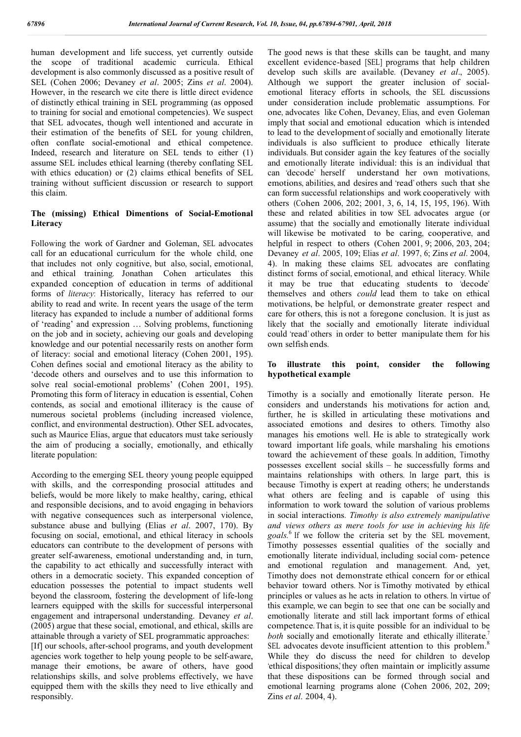human development and life success, yet currently outside the scope of traditional academic curricula. Ethical development is also commonly discussed as a positive result of SEL (Cohen 2006; Devaney *et al*. 2005; Zins *et al*. 2004). However, in the research we cite there is little direct evidence of distinctly ethical training in SEL programming (as opposed to training for social and emotional competencies). We suspect that SEL advocates, though well intentioned and accurate in their estimation of the benefits of SEL for young children, often conflate social-emotional and ethical competence. Indeed, research and literature on SEL tends to either (1) assume SEL includes ethical learning (thereby conflating SEL with ethics education) or (2) claims ethical benefits of SEL training without sufficient discussion or research to support this claim.

## The (missing) Ethical Dimentions of Social-Emotional Literacy

Following the work of Gardner and Goleman, SEL advocates call for an educational curriculum for the whole child, one that includes not only cognitive, but also, social, emotional, and ethical training. Jonathan Cohen articulates this expanded conception of education in terms of additional forms of *literacy*: Historically, literacy has referred to our ability to read and write. In recent years the usage of the term literacy has expanded to include a number of additional forms of 'reading' and expression … Solving problems, functioning on the job and in society, achieving our goals and developing knowledge and our potential necessarily rests on another form of literacy: social and emotional literacy (Cohen 2001, 195). Cohen defines social and emotional literacy as the ability to 'decode others and ourselves and to use this information to solve real social-emotional problems' (Cohen 2001, 195). Promoting this form of literacy in education is essential, Cohen contends, as social and emotional illiteracy is the cause of numerous societal problems (including increased violence, conflict, and environmental destruction). Other SEL advocates, such as Maurice Elias, argue that educators must take seriously the aim of producing a socially, emotionally, and ethically literate population:

According to the emerging SEL theory young people equipped with skills, and the corresponding prosocial attitudes and beliefs, would be more likely to make healthy, caring, ethical and responsible decisions, and to avoid engaging in behaviors with negative consequences such as interpersonal violence, substance abuse and bullying (Elias *et al*. 2007, 170). By focusing on social, emotional, and ethical literacy in schools educators can contribute to the development of persons with greater self-awareness, emotional understanding and, in turn, the capability to act ethically and successfully interact with others in a democratic society. This expanded conception of education possesses the potential to impact students well beyond the classroom, fostering the development of life-long learners equipped with the skills for successful interpersonal engagement and intrapersonal understanding. Devaney *et al*. (2005) argue that these social, emotional, and ethical, skills are attainable through a variety of SEL programmatic approaches: [If] our schools, after-school programs, and youth development agencies work together to help young people to be self-aware, manage their emotions, be aware of others, have good relationships skills, and solve problems effectively, we have equipped them with the skills they need to live ethically and responsibly.

The good news is that these skills can be taught, and many excellent evidence-based [SEL] programs that help children develop such skills are available. (Devaney *et al*., 2005). Although we support the greater inclusion of social-emotional literacy efforts in schools, the SEL discussions under consideration include problematic assumptions. For one, advocates like Cohen, Devaney, Elias, and even Goleman imply that social and emotional education which is intended to lead to the development of socially and emotionally literate individuals is also sufficient to produce ethically literate individuals. But consider again the key features of the socially and emotionally literate individual: this is an individual that can 'decode' herself understand her own motivations, emotions, abilities, and desires and 'read' others such that she can form successful relationships and work cooperatively with others (Cohen 2006, 202; 2001, 3, 6, 14, 15, 195, 196). With these and related abilities in tow SEL advocates argue (or assume) that the socially and emotionally literate individual will likewise be motivated to be caring, cooperative, and helpful in respect to others (Cohen 2001, 9; 2006, 203, 204; Devaney *et al*. 2005, 109; Elias *et al*. 1997, 6; Zins *et al*. 2004, 4). In making these claims SEL advocates are conflating distinct forms of social, emotional, and ethical literacy. While it may be true that educating students to 'decode' themselves and others *could* lead them to take on ethical motivations, be helpful, or demonstrate greater respect and care for others, this is not a foregone conclusion. It is just as likely that the socially and emotionally literate individual could 'read' others in order to better manipulate them for his own selfish ends.

## To illustrate this point, consider the following hypothetical example

Timothy is a socially and emotionally literate person. He considers and understands his motivations for action and, further, he is skilled in articulating these motivations and associated emotions and desires to others. Timothy also manages his emotions well. He is able to strategically work toward important life goals, while marshaling his emotions toward the achievement of these goals. In addition, Timothy possesses excellent social skills – he successfully forms and maintains relationships with others. In large part, this is because Timothy is expert at reading others; he understands what others are feeling and is capable of using this information to work toward the solution of various problems in social interactions. *Timothy is also extremely manipulative and views others as mere tools for use in achieving his life goals.*[6] If we follow the criteria set by the SEL movement, Timothy possesses essential qualities of the socially and emotionally literate individual, including social com- petence and emotional regulation and management. And, yet, Timothy does not demonstrate ethical concern for or ethical behavior toward others. Nor is Timothy motivated by ethical principles or values as he acts in relation to others. In virtue of this example, we can begin to see that one can be socially and emotionally literate and still lack important forms of ethical competence. That is, it is quite possible for an individual to be *both* socially and emotionally literate and ethically illiterate.[7] SEL advocates devote insufficient attention to this problem.[8] While they do discuss the need for children to develop 'ethical dispositions,' they often maintain or implicitly assume that these dispositions can be formed through social and emotional learning programs alone (Cohen 2006, 202, 209; Zins *et al*. 2004, 4).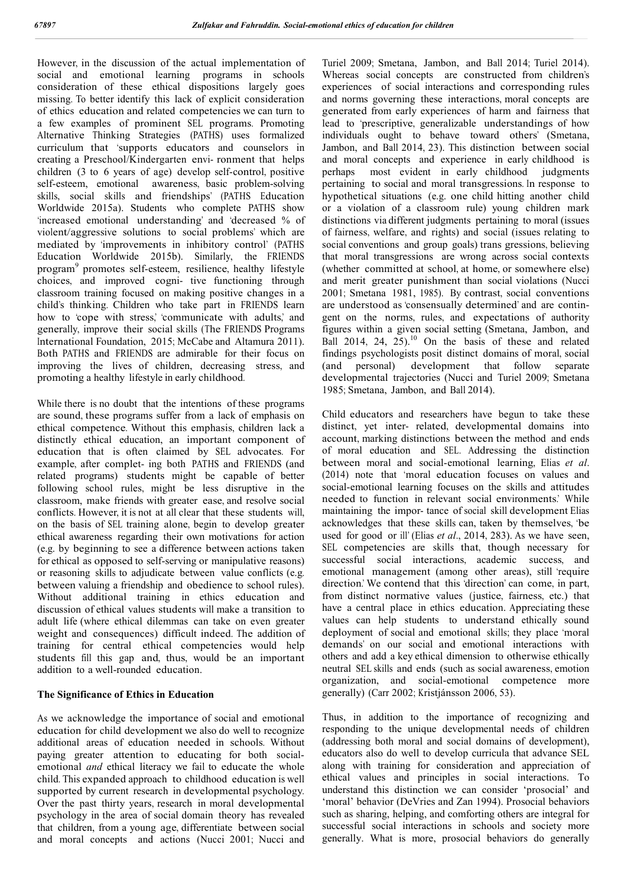However, in the discussion of the actual implementation of social and emotional learning programs in schools consideration of these ethical dispositions largely goes missing. To better identify this lack of explicit consideration of ethics education and related competencies we can turn to a few examples of prominent SEL programs. Promoting Alternative Thinking Strategies (PATHS) uses formalized curriculum that 'supports educators and counselors in creating a Preschool/Kindergarten envi- ronment that helps children (3 to 6 years of age) develop self-control, positive self-esteem, emotional awareness, basic problem-solving skills, social skills and friendships' (PATHS Education Worldwide 2015a). Students who complete PATHS show 'increased emotional understanding' and 'decreased % of violent/aggressive solutions to social problems' which are mediated by 'improvements in inhibitory control' (PATHS Education Worldwide 2015b). Similarly, the FRIENDS program[9] promotes self-esteem, resilience, healthy lifestyle choices, and improved cogni- tive functioning through classroom training focused on making positive changes in a child's thinking. Children who take part in FRIENDS learn how to 'cope with stress,' 'communicate with adults,' and generally, improve their social skills (The FRIENDS Programs International Foundation, 2015; McCabe and Altamura 2011). Both PATHS and FRIENDS are admirable for their focus on improving the lives of children, decreasing stress, and promoting a healthy lifestyle in early childhood.

While there is no doubt that the intentions of these programs are sound, these programs suffer from a lack of emphasis on ethical competence. Without this emphasis, children lack a distinctly ethical education, an important component of education that is often claimed by SEL advocates. For example, after complet- ing both PATHS and FRIENDS (and related programs) students might be capable of better following school rules, might be less disruptive in the classroom, make friends with greater ease, and resolve social conflicts. However, it is not at all clear that these students will, on the basis of SEL training alone, begin to develop greater ethical awareness regarding their own motivations for action (e.g. by beginning to see a difference between actions taken for ethical as opposed to self-serving or manipulative reasons) or reasoning skills to adjudicate between value conflicts (e.g. between valuing a friendship and obedience to school rules). Without additional training in ethics education and discussion of ethical values students will make a transition to adult life (where ethical dilemmas can take on even greater weight and consequences) difficult indeed. The addition of training for central ethical competencies would help students fill this gap and, thus, would be an important addition to a well-rounded education.

## The Significance of Ethics in Education

As we acknowledge the importance of social and emotional education for child development we also do well to recognize additional areas of education needed in schools. Without paying greater attention to educating for both social-emotional *and* ethical literacy we fail to educate the whole child. This expanded approach to childhood education is well supported by current research in developmental psychology. Over the past thirty years, research in moral developmental psychology in the area of social domain theory has revealed that children, from a young age, differentiate between social and moral concepts and actions (Nucci 2001; Nucci and Turiel 2009; Smetana, Jambon, and Ball 2014; Turiel 2014). Whereas social concepts are constructed from children's experiences of social interactions and corresponding rules and norms governing these interactions, moral concepts are generated from early experiences of harm and fairness that lead to 'prescriptive, generalizable understandings of how individuals ought to behave toward others' (Smetana, Jambon, and Ball 2014, 23). This distinction between social and moral concepts and experience in early childhood is perhaps most evident in early childhood judgments pertaining to social and moral transgressions. In response to hypothetical situations (e.g. one child hitting another child or a violation of a classroom rule) young children mark distinctions via different judgments pertaining to moral (issues of fairness, welfare, and rights) and social (issues relating to social conventions and group goals) trans gressions, believing that moral transgressions are wrong across social contexts (whether committed at school, at home, or somewhere else) and merit greater punishment than social violations (Nucci 2001; Smetana 1981, 1985). By contrast, social conventions are understood as 'consensually determined' and are contin- gent on the norms, rules, and expectations of authority figures within a given social setting (Smetana, Jambon, and Ball 2014, 24, 25).[10] On the basis of these and related findings psychologists posit distinct domains of moral, social (and personal) development that follow separate developmental trajectories (Nucci and Turiel 2009; Smetana 1985; Smetana, Jambon, and Ball 2014).

Child educators and researchers have begun to take these distinct, yet inter- related, developmental domains into account, marking distinctions between the method and ends of moral education and SEL. Addressing the distinction between moral and social-emotional learning, Elias *et al*. (2014) note that 'moral education focuses on values and social-emotional learning focuses on the skills and attitudes needed to function in relevant social environments.' While maintaining the impor- tance of social skill development Elias acknowledges that these skills can, taken by themselves, 'be used for good or ill' (Elias *et al*., 2014, 283). As we have seen, SEL competencies are skills that, though necessary for successful social interactions, academic success, and emotional management (among other areas), still 'require direction.' We contend that this 'direction' can come, in part, from distinct normative values (justice, fairness, etc.) that have a central place in ethics education. Appreciating these values can help students to understand ethically sound deployment of social and emotional skills; they place 'moral demands' on our social and emotional interactions with others and add a key ethical dimension to otherwise ethically neutral SEL skills and ends (such as social awareness, emotion organization, and social-emotional competence more generally) (Carr 2002; Kristjánsson 2006, 53).

Thus, in addition to the importance of recognizing and responding to the unique developmental needs of children (addressing both moral and social domains of development), educators also do well to develop curricula that advance SEL along with training for consideration and appreciation of ethical values and principles in social interactions. To understand this distinction we can consider 'prosocial' and 'moral' behavior (DeVries and Zan 1994). Prosocial behaviors such as sharing, helping, and comforting others are integral for successful social interactions in schools and society more generally. What is more, prosocial behaviors do generally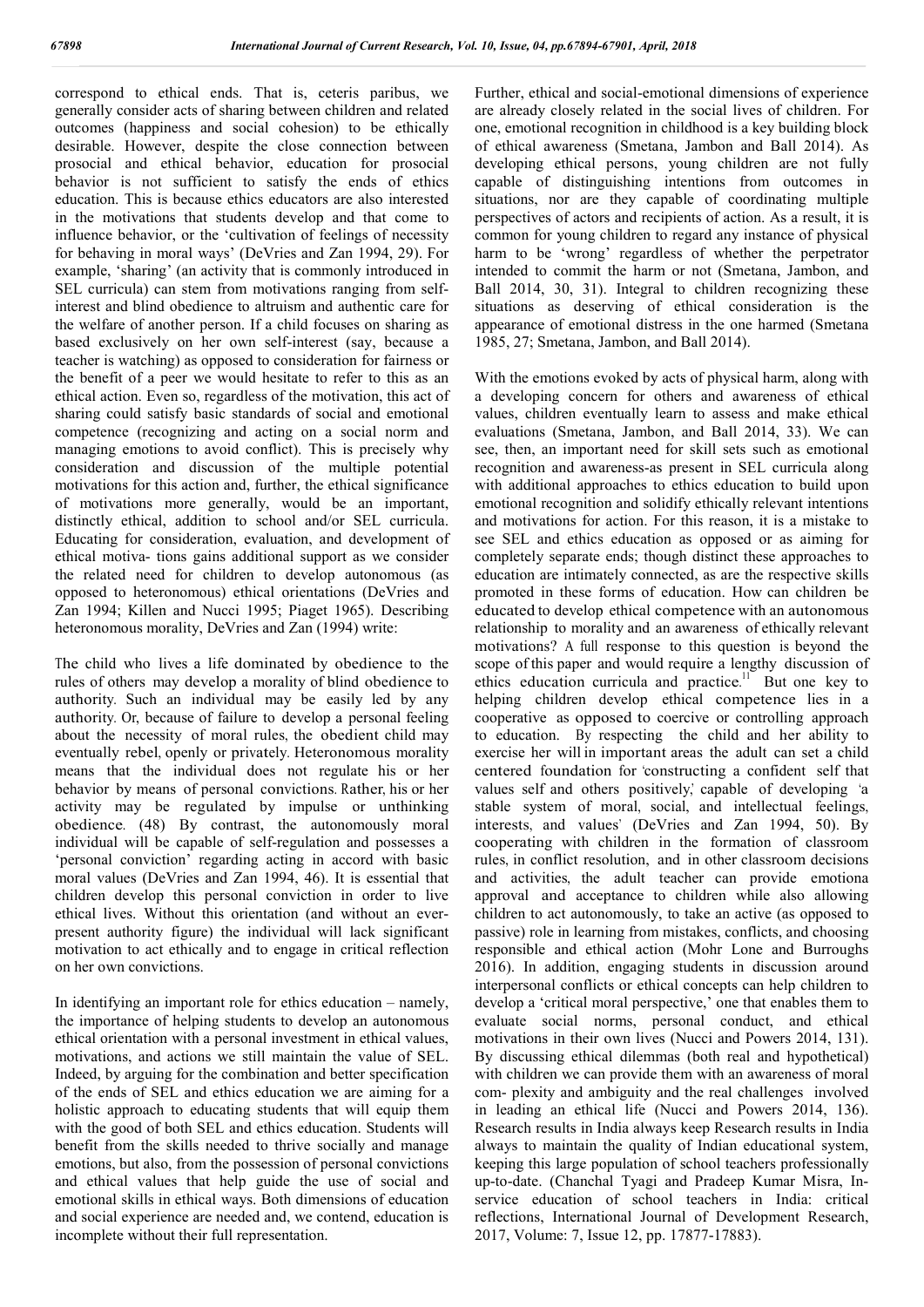correspond to ethical ends. That is, ceteris paribus, we generally consider acts of sharing between children and related outcomes (happiness and social cohesion) to be ethically desirable. However, despite the close connection between prosocial and ethical behavior, education for prosocial behavior is not sufficient to satisfy the ends of ethics education. This is because ethics educators are also interested in the motivations that students develop and that come to influence behavior, or the 'cultivation of feelings of necessity for behaving in moral ways' (DeVries and Zan 1994, 29). For example, 'sharing' (an activity that is commonly introduced in SEL curricula) can stem from motivations ranging from self-interest and blind obedience to altruism and authentic care for the welfare of another person. If a child focuses on sharing as based exclusively on her own self-interest (say, because a teacher is watching) as opposed to consideration for fairness or the benefit of a peer we would hesitate to refer to this as an ethical action. Even so, regardless of the motivation, this act of sharing could satisfy basic standards of social and emotional competence (recognizing and acting on a social norm and managing emotions to avoid conflict). This is precisely why consideration and discussion of the multiple potential motivations for this action and, further, the ethical significance of motivations more generally, would be an important, distinctly ethical, addition to school and/or SEL curricula. Educating for consideration, evaluation, and development of ethical motiva- tions gains additional support as we consider the related need for children to develop autonomous (as opposed to heteronomous) ethical orientations (DeVries and Zan 1994; Killen and Nucci 1995; Piaget 1965). Describing heteronomous morality, DeVries and Zan (1994) write:

The child who lives a life dominated by obedience to the rules of others may develop a morality of blind obedience to authority. Such an individual may be easily led by any authority. Or, because of failure to develop a personal feeling about the necessity of moral rules, the obedient child may eventually rebel, openly or privately. Heteronomous morality means that the individual does not regulate his or her behavior by means of personal convictions. Rather, his or her activity may be regulated by impulse or unthinking obedience. (48) By contrast, the autonomously moral individual will be capable of self-regulation and possesses a 'personal conviction' regarding acting in accord with basic moral values (DeVries and Zan 1994, 46). It is essential that children develop this personal conviction in order to live ethical lives. Without this orientation (and without an ever-present authority figure) the individual will lack significant motivation to act ethically and to engage in critical reflection on her own convictions.

In identifying an important role for ethics education – namely, the importance of helping students to develop an autonomous ethical orientation with a personal investment in ethical values, motivations, and actions we still maintain the value of SEL. Indeed, by arguing for the combination and better specification of the ends of SEL and ethics education we are aiming for a holistic approach to educating students that will equip them with the good of both SEL and ethics education. Students will benefit from the skills needed to thrive socially and manage emotions, but also, from the possession of personal convictions and ethical values that help guide the use of social and emotional skills in ethical ways. Both dimensions of education and social experience are needed and, we contend, education is incomplete without their full representation.

Further, ethical and social-emotional dimensions of experience are already closely related in the social lives of children. For one, emotional recognition in childhood is a key building block of ethical awareness (Smetana, Jambon and Ball 2014). As developing ethical persons, young children are not fully capable of distinguishing intentions from outcomes in situations, nor are they capable of coordinating multiple perspectives of actors and recipients of action. As a result, it is common for young children to regard any instance of physical harm to be 'wrong' regardless of whether the perpetrator intended to commit the harm or not (Smetana, Jambon, and Ball 2014, 30, 31). Integral to children recognizing these situations as deserving of ethical consideration is the appearance of emotional distress in the one harmed (Smetana 1985, 27; Smetana, Jambon, and Ball 2014).

With the emotions evoked by acts of physical harm, along with a developing concern for others and awareness of ethical values, children eventually learn to assess and make ethical evaluations (Smetana, Jambon, and Ball 2014, 33). We can see, then, an important need for skill sets such as emotional recognition and awareness-as present in SEL curricula along with additional approaches to ethics education to build upon emotional recognition and solidify ethically relevant intentions and motivations for action. For this reason, it is a mistake to see SEL and ethics education as opposed or as aiming for completely separate ends; though distinct these approaches to education are intimately connected, as are the respective skills promoted in these forms of education. How can children be educated to develop ethical competence with an autonomous relationship to morality and an awareness of ethically relevant motivations? A full response to this question is beyond the scope of this paper and would require a lengthy discussion of ethics education curricula and practice.[11] But one key to helping children develop ethical competence lies in a cooperative as opposed to coercive or controlling approach to education. By respecting the child and her ability to exercise her will in important areas the adult can set a child centered foundation for 'constructing a confident self that values self and others positively,' capable of developing 'a stable system of moral, social, and intellectual feelings, interests, and values' (DeVries and Zan 1994, 50). By cooperating with children in the formation of classroom rules, in conflict resolution, and in other classroom decisions and activities, the adult teacher can provide emotiona approval and acceptance to children while also allowing children to act autonomously, to take an active (as opposed to passive) role in learning from mistakes, conflicts, and choosing responsible and ethical action (Mohr Lone and Burroughs 2016). In addition, engaging students in discussion around interpersonal conflicts or ethical concepts can help children to develop a 'critical moral perspective,' one that enables them to evaluate social norms, personal conduct, and ethical motivations in their own lives (Nucci and Powers 2014, 131). By discussing ethical dilemmas (both real and hypothetical) with children we can provide them with an awareness of moral com- plexity and ambiguity and the real challenges involved in leading an ethical life (Nucci and Powers 2014, 136). Research results in India always keep Research results in India always to maintain the quality of Indian educational system, keeping this large population of school teachers professionally up-to-date. (Chanchal Tyagi and Pradeep Kumar Misra, In-service education of school teachers in India: critical reflections, International Journal of Development Research, 2017, Volume: 7, Issue 12, pp. 17877-17883).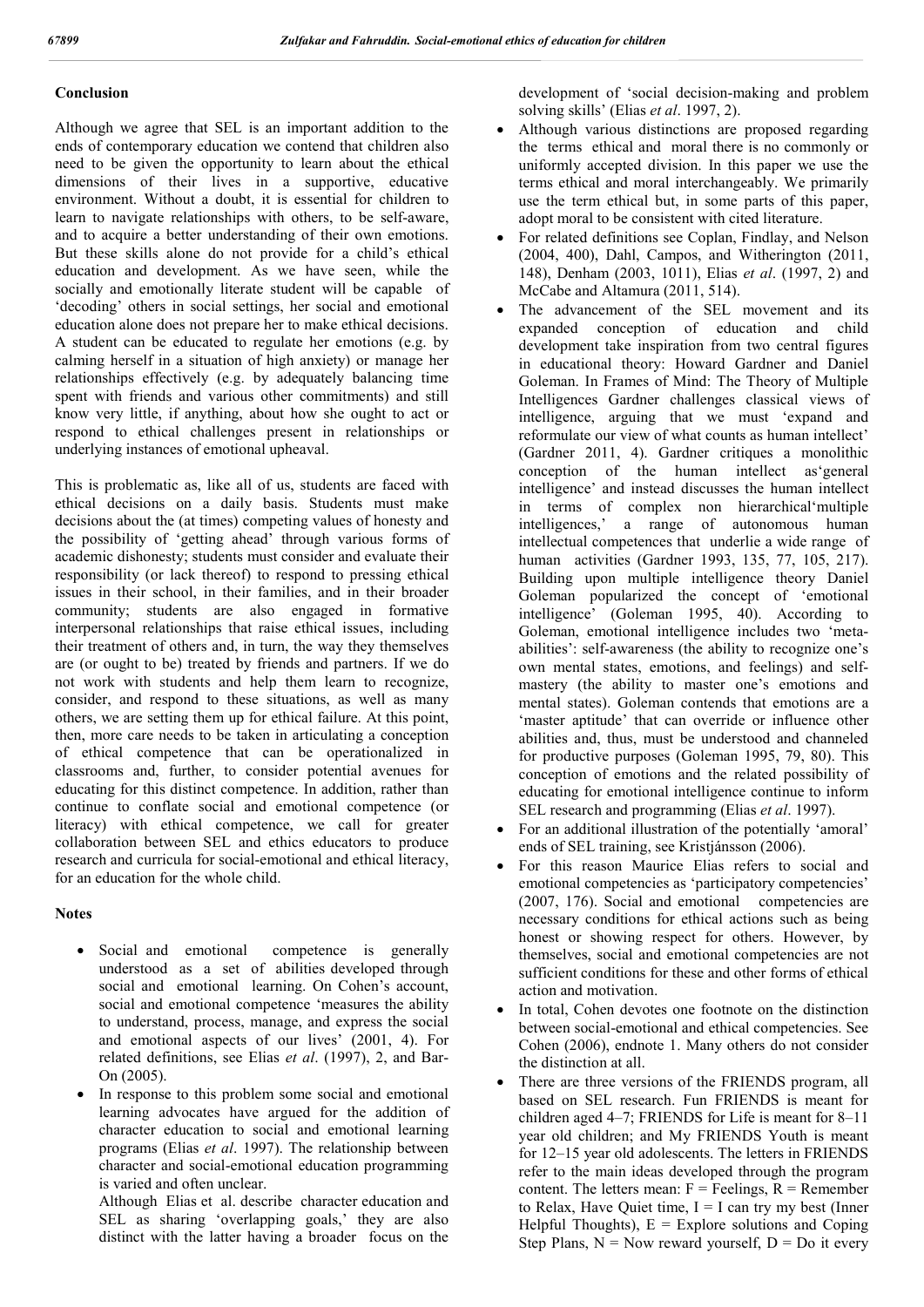## Conclusion

Although we agree that SEL is an important addition to the ends of contemporary education we contend that children also need to be given the opportunity to learn about the ethical dimensions of their lives in a supportive, educative environment. Without a doubt, it is essential for children to learn to navigate relationships with others, to be self-aware, and to acquire a better understanding of their own emotions. But these skills alone do not provide for a child's ethical education and development. As we have seen, while the socially and emotionally literate student will be capable of 'decoding' others in social settings, her social and emotional education alone does not prepare her to make ethical decisions. A student can be educated to regulate her emotions (e.g. by calming herself in a situation of high anxiety) or manage her relationships effectively (e.g. by adequately balancing time spent with friends and various other commitments) and still know very little, if anything, about how she ought to act or respond to ethical challenges present in relationships or underlying instances of emotional upheaval.

This is problematic as, like all of us, students are faced with ethical decisions on a daily basis. Students must make decisions about the (at times) competing values of honesty and the possibility of 'getting ahead' through various forms of academic dishonesty; students must consider and evaluate their responsibility (or lack thereof) to respond to pressing ethical issues in their school, in their families, and in their broader community; students are also engaged in formative interpersonal relationships that raise ethical issues, including their treatment of others and, in turn, the way they themselves are (or ought to be) treated by friends and partners. If we do not work with students and help them learn to recognize, consider, and respond to these situations, as well as many others, we are setting them up for ethical failure. At this point, then, more care needs to be taken in articulating a conception of ethical competence that can be operationalized in classrooms and, further, to consider potential avenues for educating for this distinct competence. In addition, rather than continue to conflate social and emotional competence (or literacy) with ethical competence, we call for greater collaboration between SEL and ethics educators to produce research and curricula for social-emotional and ethical literacy, for an education for the whole child.

## Notes

- Social and emotional competence is generally understood as a set of abilities developed through social and emotional learning. On Cohen's account, social and emotional competence 'measures the ability to understand, process, manage, and express the social and emotional aspects of our lives' (2001, 4). For related definitions, see Elias *et al*. (1997), 2, and Bar-On (2005).
- In response to this problem some social and emotional learning advocates have argued for the addition of character education to social and emotional learning programs (Elias *et al*. 1997). The relationship between character and social-emotional education programming is varied and often unclear.
  Although Elias et al. describe character education and SEL as sharing 'overlapping goals,' they are also distinct with the latter having a broader focus on the development of 'social decision-making and problem solving skills' (Elias *et al*. 1997, 2).
- Although various distinctions are proposed regarding the terms ethical and moral there is no commonly or uniformly accepted division. In this paper we use the terms ethical and moral interchangeably. We primarily use the term ethical but, in some parts of this paper, adopt moral to be consistent with cited literature.
- For related definitions see Coplan, Findlay, and Nelson (2004, 400), Dahl, Campos, and Witherington (2011, 148), Denham (2003, 1011), Elias *et al*. (1997, 2) and McCabe and Altamura (2011, 514).
- The advancement of the SEL movement and its expanded conception of education and child development take inspiration from two central figures in educational theory: Howard Gardner and Daniel Goleman. In Frames of Mind: The Theory of Multiple Intelligences Gardner challenges classical views of intelligence, arguing that we must 'expand and reformulate our view of what counts as human intellect' (Gardner 2011, 4). Gardner critiques a monolithic conception of the human intellect as'general intelligence' and instead discusses the human intellect in terms of complex non hierarchical'multiple intelligences,' a range of autonomous human intellectual competences that underlie a wide range of human activities (Gardner 1993, 135, 77, 105, 217). Building upon multiple intelligence theory Daniel Goleman popularized the concept of 'emotional intelligence' (Goleman 1995, 40). According to Goleman, emotional intelligence includes two 'meta-abilities': self-awareness (the ability to recognize one's own mental states, emotions, and feelings) and self-mastery (the ability to master one's emotions and mental states). Goleman contends that emotions are a 'master aptitude' that can override or influence other abilities and, thus, must be understood and channeled for productive purposes (Goleman 1995, 79, 80). This conception of emotions and the related possibility of educating for emotional intelligence continue to inform SEL research and programming (Elias *et al*. 1997).
- For an additional illustration of the potentially 'amoral' ends of SEL training, see Kristjánsson (2006).
- For this reason Maurice Elias refers to social and emotional competencies as 'participatory competencies' (2007, 176). Social and emotional competencies are necessary conditions for ethical actions such as being honest or showing respect for others. However, by themselves, social and emotional competencies are not sufficient conditions for these and other forms of ethical action and motivation.
- In total, Cohen devotes one footnote on the distinction between social-emotional and ethical competencies. See Cohen (2006), endnote 1. Many others do not consider the distinction at all.
- There are three versions of the FRIENDS program, all based on SEL research. Fun FRIENDS is meant for children aged 4–7; FRIENDS for Life is meant for 8–11 year old children; and My FRIENDS Youth is meant for 12–15 year old adolescents. The letters in FRIENDS refer to the main ideas developed through the program content. The letters mean: F = Feelings, R = Remember to Relax, Have Quiet time, I = I can try my best (Inner Helpful Thoughts), E = Explore solutions and Coping Step Plans, N = Now reward yourself, D = Do it every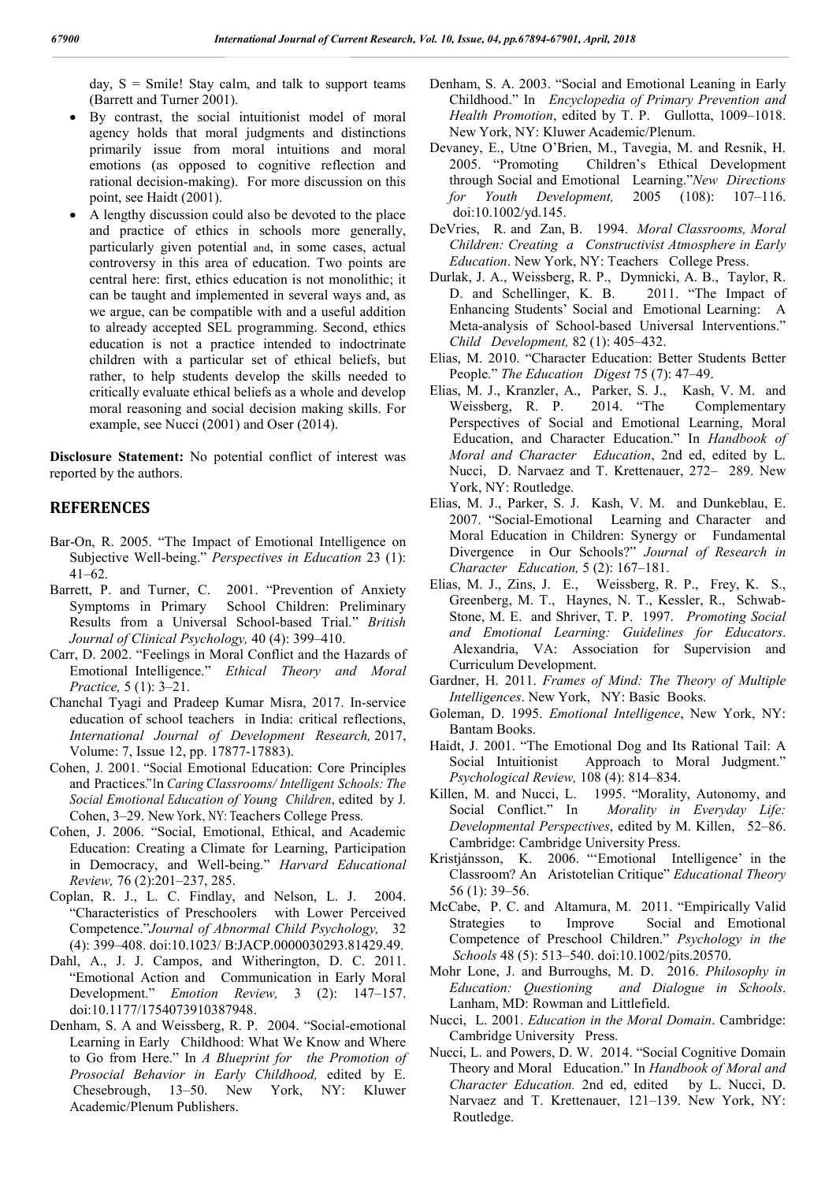day, S = Smile! Stay calm, and talk to support teams (Barrett and Turner 2001).

- By contrast, the social intuitionist model of moral agency holds that moral judgments and distinctions primarily issue from moral intuitions and moral emotions (as opposed to cognitive reflection and rational decision-making). For more discussion on this point, see Haidt (2001).
- A lengthy discussion could also be devoted to the place and practice of ethics in schools more generally, particularly given potential and, in some cases, actual controversy in this area of education. Two points are central here: first, ethics education is not monolithic; it can be taught and implemented in several ways and, as we argue, can be compatible with and a useful addition to already accepted SEL programming. Second, ethics education is not a practice intended to indoctrinate children with a particular set of ethical beliefs, but rather, to help students develop the skills needed to critically evaluate ethical beliefs as a whole and develop moral reasoning and social decision making skills. For example, see Nucci (2001) and Oser (2014).

**Disclosure Statement:** No potential conflict of interest was reported by the authors.

## REFERENCES

Bar-On, R. 2005. "The Impact of Emotional Intelligence on Subjective Well-being." *Perspectives in Education* 23 (1): 41–62.

Barrett, P. and Turner, C. 2001. "Prevention of Anxiety Symptoms in Primary School Children: Preliminary Results from a Universal School-based Trial." *British Journal of Clinical Psychology,* 40 (4): 399–410.

Carr, D. 2002. "Feelings in Moral Conflict and the Hazards of Emotional Intelligence." *Ethical Theory and Moral Practice,* 5 (1): 3–21.

Chanchal Tyagi and Pradeep Kumar Misra, 2017. In-service education of school teachers in India: critical reflections, *International Journal of Development Research,* 2017, Volume: 7, Issue 12, pp. 17877-17883).

Cohen, J. 2001. "Social Emotional Education: Core Principles and Practices."In *Caring Classrooms/ Intelligent Schools: The Social Emotional Education of Young Children*, edited by J. Cohen, 3–29. New York, NY: Teachers College Press.

Cohen, J. 2006. "Social, Emotional, Ethical, and Academic Education: Creating a Climate for Learning, Participation in Democracy, and Well-being." *Harvard Educational Review,* 76 (2):201–237, 285.

Coplan, R. J., L. C. Findlay, and Nelson, L. J. 2004. "Characteristics of Preschoolers with Lower Perceived Competence."*Journal of Abnormal Child Psychology,* 32 (4): 399–408. doi:10.1023/ B:JACP.0000030293.81429.49.

Dahl, A., J. J. Campos, and Witherington, D. C. 2011. "Emotional Action and Communication in Early Moral Development." *Emotion Review,* 3 (2): 147–157. doi:10.1177/1754073910387948.

Denham, S. A and Weissberg, R. P. 2004. "Social-emotional Learning in Early Childhood: What We Know and Where to Go from Here." In *A Blueprint for the Promotion of Prosocial Behavior in Early Childhood,* edited by E. Chesebrough, 13–50. New York, NY: Kluwer Academic/Plenum Publishers.

Denham, S. A. 2003. "Social and Emotional Leaning in Early Childhood." In *Encyclopedia of Primary Prevention and Health Promotion*, edited by T. P. Gullotta, 1009–1018. New York, NY: Kluwer Academic/Plenum.

Devaney, E., Utne O'Brien, M., Tavegia, M. and Resnik, H. 2005. "Promoting Children's Ethical Development through Social and Emotional Learning."*New Directions for Youth Development,* 2005 (108): 107–116. doi:10.1002/yd.145.

DeVries, R. and Zan, B. 1994. *Moral Classrooms, Moral Children: Creating a Constructivist Atmosphere in Early Education*. New York, NY: Teachers College Press.

Durlak, J. A., Weissberg, R. P., Dymnicki, A. B., Taylor, R. D. and Schellinger, K. B. 2011. "The Impact of Enhancing Students' Social and Emotional Learning: A Meta-analysis of School-based Universal Interventions." *Child Development,* 82 (1): 405–432.

Elias, M. 2010. "Character Education: Better Students Better People." *The Education Digest* 75 (7): 47–49.

Elias, M. J., Kranzler, A., Parker, S. J., Kash, V. M. and Weissberg, R. P. 2014. "The Complementary Perspectives of Social and Emotional Learning, Moral Education, and Character Education." In *Handbook of Moral and Character Education*, 2nd ed, edited by L. Nucci, D. Narvaez and T. Krettenauer, 272– 289. New York, NY: Routledge.

Elias, M. J., Parker, S. J. Kash, V. M. and Dunkeblau, E. 2007. "Social-Emotional Learning and Character and Moral Education in Children: Synergy or Fundamental Divergence in Our Schools?" *Journal of Research in Character Education,* 5 (2): 167–181.

Elias, M. J., Zins, J. E., Weissberg, R. P., Frey, K. S., Greenberg, M. T., Haynes, N. T., Kessler, R., Schwab-Stone, M. E. and Shriver, T. P. 1997. *Promoting Social and Emotional Learning: Guidelines for Educators*. Alexandria, VA: Association for Supervision and Curriculum Development.

Gardner, H. 2011. *Frames of Mind: The Theory of Multiple Intelligences*. New York, NY: Basic Books.

Goleman, D. 1995. *Emotional Intelligence*, New York, NY: Bantam Books.

Haidt, J. 2001. "The Emotional Dog and Its Rational Tail: A Social Intuitionist Approach to Moral Judgment." *Psychological Review,* 108 (4): 814–834.

Killen, M. and Nucci, L. 1995. "Morality, Autonomy, and Social Conflict." In *Morality in Everyday Life: Developmental Perspectives*, edited by M. Killen, 52–86. Cambridge: Cambridge University Press.

Kristjánsson, K. 2006. "'Emotional Intelligence' in the Classroom? An Aristotelian Critique" *Educational Theory* 56 (1): 39–56.

McCabe, P. C. and Altamura, M. 2011. "Empirically Valid Strategies to Improve Social and Emotional Competence of Preschool Children." *Psychology in the Schools* 48 (5): 513–540. doi:10.1002/pits.20570.

Mohr Lone, J. and Burroughs, M. D. 2016. *Philosophy in Education: Questioning and Dialogue in Schools*. Lanham, MD: Rowman and Littlefield.

Nucci, L. 2001. *Education in the Moral Domain*. Cambridge: Cambridge University Press.

Nucci, L. and Powers, D. W. 2014. "Social Cognitive Domain Theory and Moral Education." In *Handbook of Moral and Character Education.* 2nd ed, edited by L. Nucci, D. Narvaez and T. Krettenauer, 121–139. New York, NY: Routledge.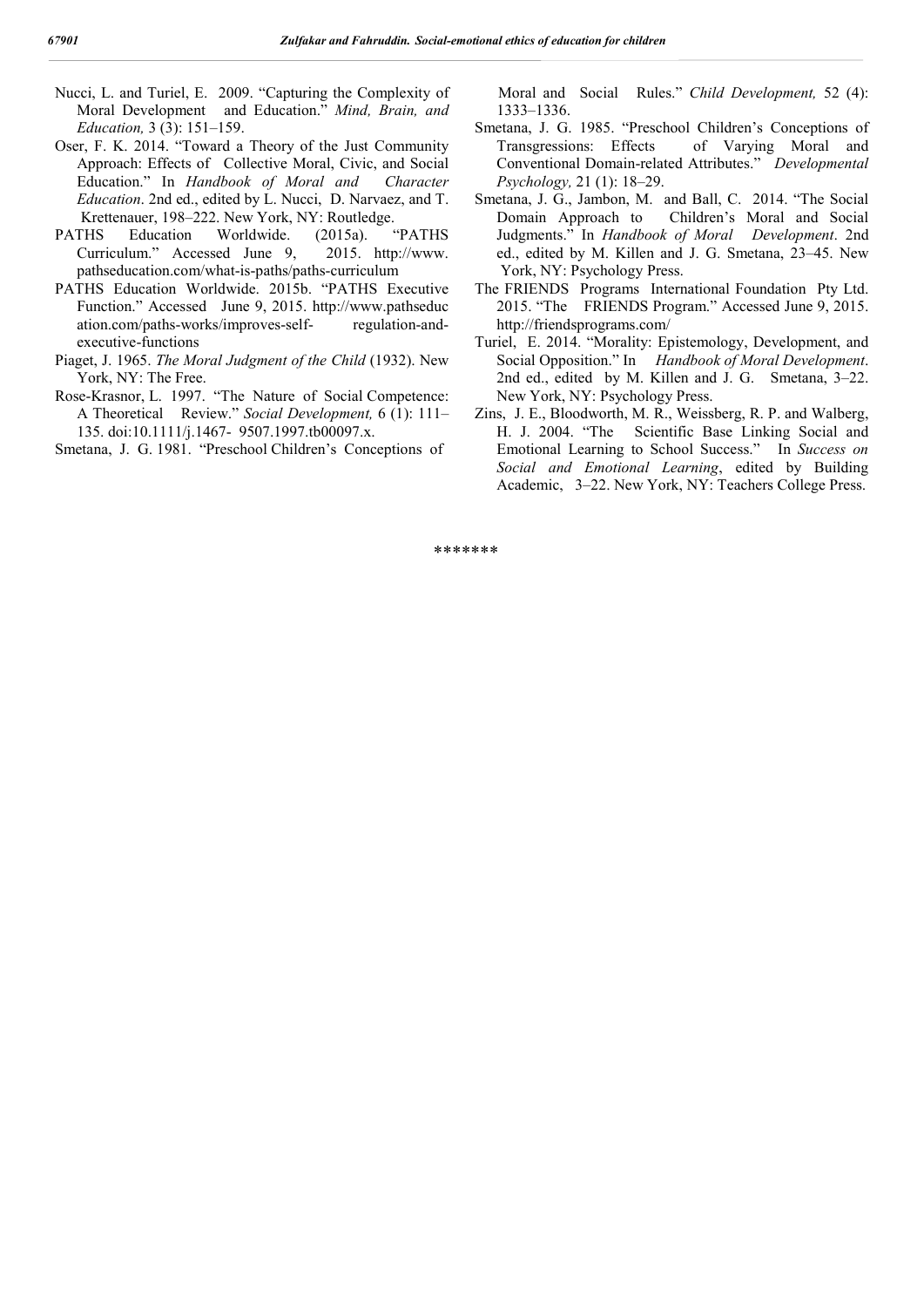Nucci, L. and Turiel, E. 2009. "Capturing the Complexity of Moral Development and Education." *Mind, Brain, and Education,* 3 (3): 151–159.

Oser, F. K. 2014. "Toward a Theory of the Just Community Approach: Effects of Collective Moral, Civic, and Social Education." In *Handbook of Moral and Character Education*. 2nd ed., edited by L. Nucci, D. Narvaez, and T. Krettenauer, 198–222. New York, NY: Routledge.

PATHS Education Worldwide. (2015a). "PATHS Curriculum." Accessed June 9, 2015. http://www.pathseducation.com/what-is-paths/paths-curriculum

PATHS Education Worldwide. 2015b. "PATHS Executive Function." Accessed June 9, 2015. http://www.pathseducation.com/paths-works/improves-self-regulation-and-executive-functions

Piaget, J. 1965. *The Moral Judgment of the Child* (1932). New York, NY: The Free.

Rose-Krasnor, L. 1997. "The Nature of Social Competence: A Theoretical Review." *Social Development,* 6 (1): 111–135. doi:10.1111/j.1467- 9507.1997.tb00097.x.

Smetana, J. G. 1981. "Preschool Children's Conceptions of Moral and Social Rules." *Child Development,* 52 (4): 1333–1336.

Smetana, J. G. 1985. "Preschool Children's Conceptions of Transgressions: Effects of Varying Moral and Conventional Domain-related Attributes." *Developmental Psychology,* 21 (1): 18–29.

Smetana, J. G., Jambon, M. and Ball, C. 2014. "The Social Domain Approach to Children's Moral and Social Judgments." In *Handbook of Moral Development*. 2nd ed., edited by M. Killen and J. G. Smetana, 23–45. New York, NY: Psychology Press.

The FRIENDS Programs International Foundation Pty Ltd. 2015. "The FRIENDS Program." Accessed June 9, 2015. http://friendsprograms.com/

Turiel, E. 2014. "Morality: Epistemology, Development, and Social Opposition." In *Handbook of Moral Development*. 2nd ed., edited by M. Killen and J. G. Smetana, 3–22. New York, NY: Psychology Press.

Zins, J. E., Bloodworth, M. R., Weissberg, R. P. and Walberg, H. J. 2004. "The Scientific Base Linking Social and Emotional Learning to School Success." In *Success on Social and Emotional Learning*, edited by Building Academic, 3–22. New York, NY: Teachers College Press.

*******